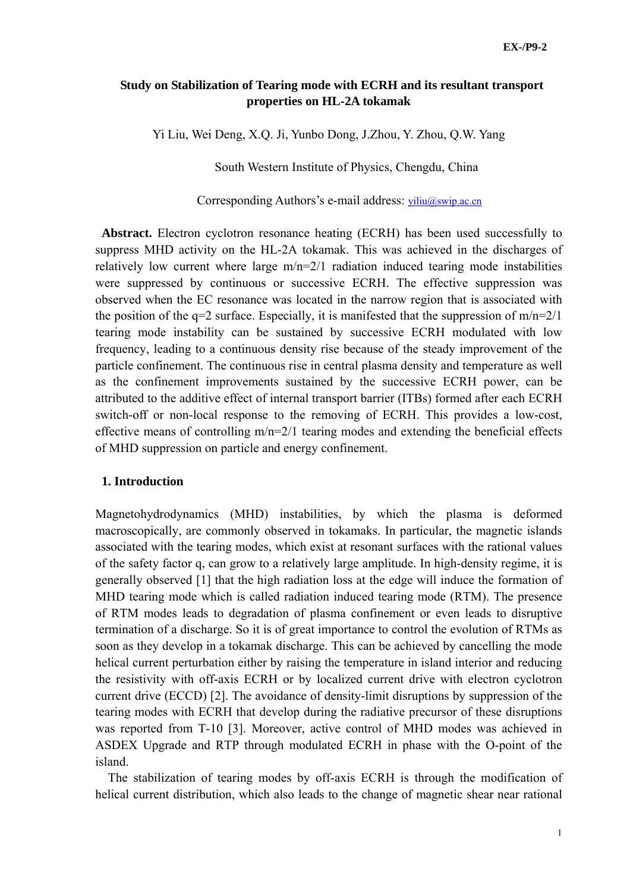# Study on Stabilization of Tearing mode with ECRH and its resultant transport properties on HL-2A tokamak

Yi Liu, Wei Deng, X.Q. Ji, Yunbo Dong, J.Zhou, Y. Zhou, Q.W. Yang

South Western Institute of Physics, Chengdu, China

Corresponding Authors's e-mail address: yiliu@swip.ac.cn

**Abstract.** Electron cyclotron resonance heating (ECRH) has been used successfully to suppress MHD activity on the HL-2A tokamak. This was achieved in the discharges of relatively low current where large m/n=2/1 radiation induced tearing mode instabilities were suppressed by continuous or successive ECRH. The effective suppression was observed when the EC resonance was located in the narrow region that is associated with the position of the q=2 surface. Especially, it is manifested that the suppression of m/n=2/1 tearing mode instability can be sustained by successive ECRH modulated with low frequency, leading to a continuous density rise because of the steady improvement of the particle confinement. The continuous rise in central plasma density and temperature as well as the confinement improvements sustained by the successive ECRH power, can be attributed to the additive effect of internal transport barrier (ITBs) formed after each ECRH switch-off or non-local response to the removing of ECRH. This provides a low-cost, effective means of controlling m/n=2/1 tearing modes and extending the beneficial effects of MHD suppression on particle and energy confinement.

## 1. Introduction

Magnetohydrodynamics (MHD) instabilities, by which the plasma is deformed macroscopically, are commonly observed in tokamaks. In particular, the magnetic islands associated with the tearing modes, which exist at resonant surfaces with the rational values of the safety factor q, can grow to a relatively large amplitude. In high-density regime, it is generally observed [1] that the high radiation loss at the edge will induce the formation of MHD tearing mode which is called radiation induced tearing mode (RTM). The presence of RTM modes leads to degradation of plasma confinement or even leads to disruptive termination of a discharge. So it is of great importance to control the evolution of RTMs as soon as they develop in a tokamak discharge. This can be achieved by cancelling the mode helical current perturbation either by raising the temperature in island interior and reducing the resistivity with off-axis ECRH or by localized current drive with electron cyclotron current drive (ECCD) [2]. The avoidance of density-limit disruptions by suppression of the tearing modes with ECRH that develop during the radiative precursor of these disruptions was reported from T-10 [3]. Moreover, active control of MHD modes was achieved in ASDEX Upgrade and RTP through modulated ECRH in phase with the O-point of the island.

The stabilization of tearing modes by off-axis ECRH is through the modification of helical current distribution, which also leads to the change of magnetic shear near rational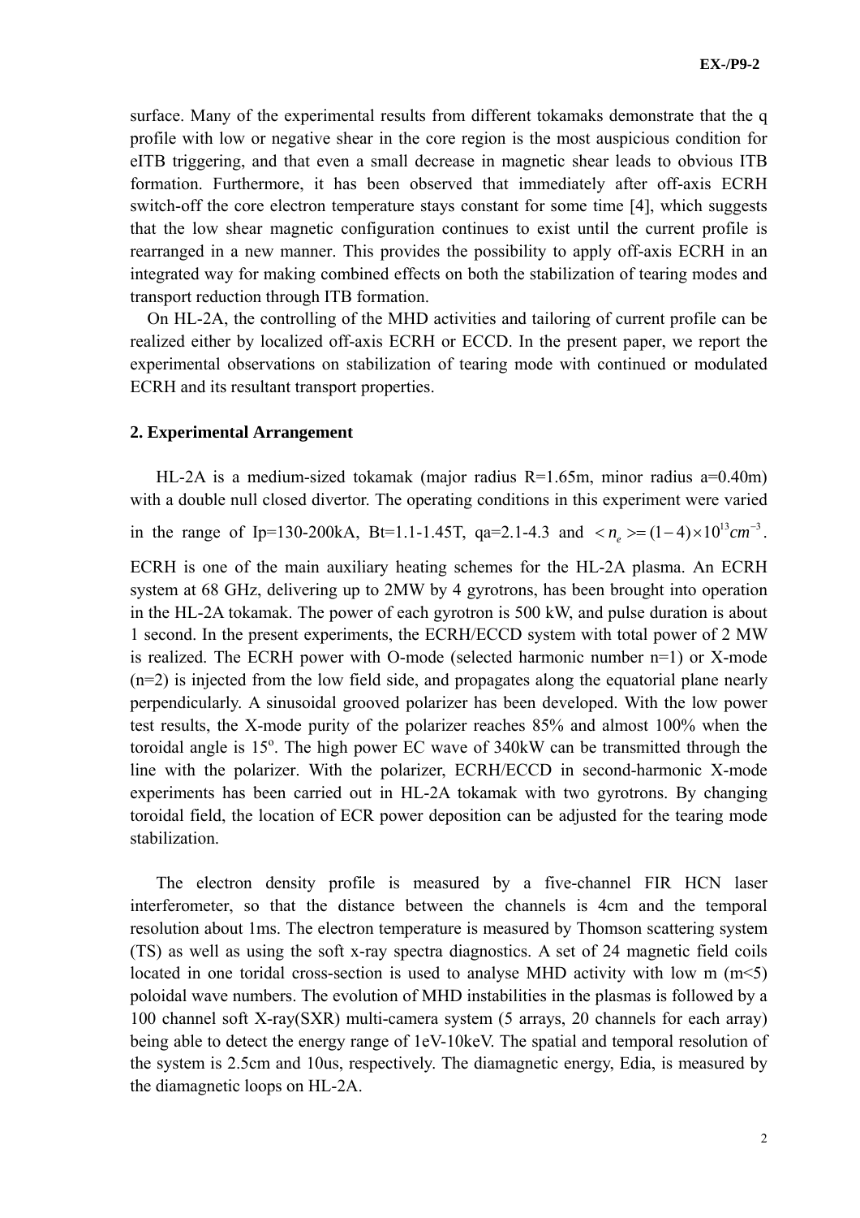surface. Many of the experimental results from different tokamaks demonstrate that the q profile with low or negative shear in the core region is the most auspicious condition for eITB triggering, and that even a small decrease in magnetic shear leads to obvious ITB formation. Furthermore, it has been observed that immediately after off-axis ECRH switch-off the core electron temperature stays constant for some time [4], which suggests that the low shear magnetic configuration continues to exist until the current profile is rearranged in a new manner. This provides the possibility to apply off-axis ECRH in an integrated way for making combined effects on both the stabilization of tearing modes and transport reduction through ITB formation.

On HL-2A, the controlling of the MHD activities and tailoring of current profile can be realized either by localized off-axis ECRH or ECCD. In the present paper, we report the experimental observations on stabilization of tearing mode with continued or modulated ECRH and its resultant transport properties.

## 2. Experimental Arrangement

HL-2A is a medium-sized tokamak (major radius R=1.65m, minor radius a=0.40m) with a double null closed divertor. The operating conditions in this experiment were varied in the range of Ip=130-200kA, Bt=1.1-1.45T, qa=2.1-4.3 and $<n_e>=(1-4)\times10^{13}cm^{-3}$.

ECRH is one of the main auxiliary heating schemes for the HL-2A plasma. An ECRH system at 68 GHz, delivering up to 2MW by 4 gyrotrons, has been brought into operation in the HL-2A tokamak. The power of each gyrotron is 500 kW, and pulse duration is about 1 second. In the present experiments, the ECRH/ECCD system with total power of 2 MW is realized. The ECRH power with O-mode (selected harmonic number n=1) or X-mode (n=2) is injected from the low field side, and propagates along the equatorial plane nearly perpendicularly. A sinusoidal grooved polarizer has been developed. With the low power test results, the X-mode purity of the polarizer reaches 85% and almost 100% when the toroidal angle is 15$^o$. The high power EC wave of 340kW can be transmitted through the line with the polarizer. With the polarizer, ECRH/ECCD in second-harmonic X-mode experiments has been carried out in HL-2A tokamak with two gyrotrons. By changing toroidal field, the location of ECR power deposition can be adjusted for the tearing mode stabilization.

The electron density profile is measured by a five-channel FIR HCN laser interferometer, so that the distance between the channels is 4cm and the temporal resolution about 1ms. The electron temperature is measured by Thomson scattering system (TS) as well as using the soft x-ray spectra diagnostics. A set of 24 magnetic field coils located in one toridal cross-section is used to analyse MHD activity with low m (m<5) poloidal wave numbers. The evolution of MHD instabilities in the plasmas is followed by a 100 channel soft X-ray(SXR) multi-camera system (5 arrays, 20 channels for each array) being able to detect the energy range of 1eV-10keV. The spatial and temporal resolution of the system is 2.5cm and 10us, respectively. The diamagnetic energy, Edia, is measured by the diamagnetic loops on HL-2A.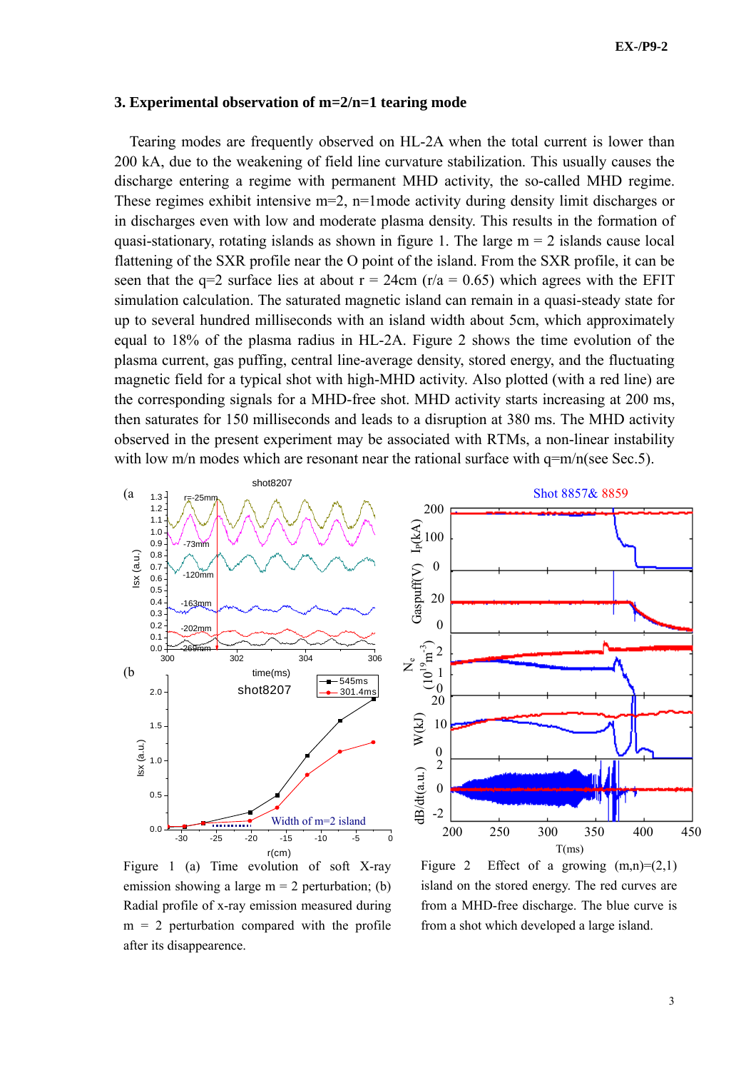## 3. Experimental observation of m=2/n=1 tearing mode

Tearing modes are frequently observed on HL-2A when the total current is lower than 200 kA, due to the weakening of field line curvature stabilization. This usually causes the discharge entering a regime with permanent MHD activity, the so-called MHD regime. These regimes exhibit intensive m=2, n=1mode activity during density limit discharges or in discharges even with low and moderate plasma density. This results in the formation of quasi-stationary, rotating islands as shown in figure 1. The large m = 2 islands cause local flattening of the SXR profile near the O point of the island. From the SXR profile, it can be seen that the q=2 surface lies at about r = 24cm (r/a = 0.65) which agrees with the EFIT simulation calculation. The saturated magnetic island can remain in a quasi-steady state for up to several hundred milliseconds with an island width about 5cm, which approximately equal to 18% of the plasma radius in HL-2A. Figure 2 shows the time evolution of the plasma current, gas puffing, central line-average density, stored energy, and the fluctuating magnetic field for a typical shot with high-MHD activity. Also plotted (with a red line) are the corresponding signals for a MHD-free shot. MHD activity starts increasing at 200 ms, then saturates for 150 milliseconds and leads to a disruption at 380 ms. The MHD activity observed in the present experiment may be associated with RTMs, a non-linear instability with low m/n modes which are resonant near the rational surface with q=m/n(see Sec.5).

Figure 1 (a) Time evolution of soft X-ray emission showing a large m = 2 perturbation; (b) Radial profile of x-ray emission measured during m = 2 perturbation compared with the profile after its disappearence.

Figure 2 Effect of a growing (m,n)=(2,1) island on the stored energy. The red curves are from a MHD-free discharge. The blue curve is from a shot which developed a large island.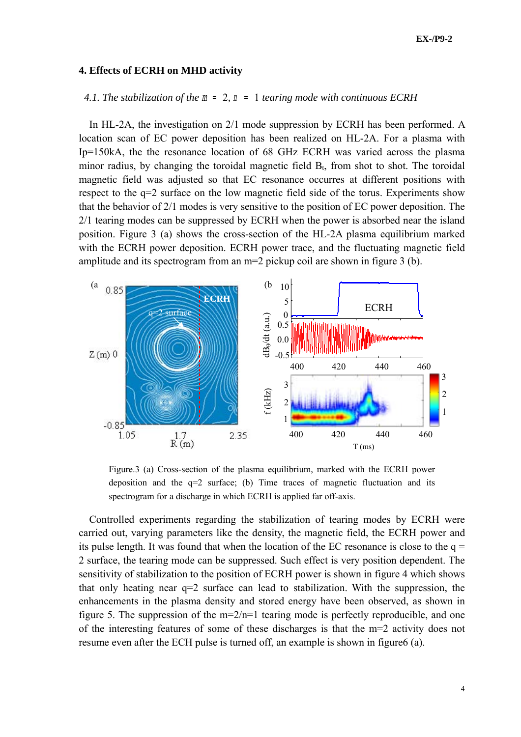## 4. Effects of ECRH on MHD activity

### *4.1. The stabilization of the $m = 2$, $n = 1$ tearing mode with continuous ECRH*

In HL-2A, the investigation on 2/1 mode suppression by ECRH has been performed. A location scan of EC power deposition has been realized on HL-2A. For a plasma with Ip=150kA, the the resonance location of 68 GHz ECRH was varied across the plasma minor radius, by changing the toroidal magnetic field $B_t$, from shot to shot. The toroidal magnetic field was adjusted so that EC resonance occurres at different positions with respect to the q=2 surface on the low magnetic field side of the torus. Experiments show that the behavior of 2/1 modes is very sensitive to the position of EC power deposition. The 2/1 tearing modes can be suppressed by ECRH when the power is absorbed near the island position. Figure 3 (a) shows the cross-section of the HL-2A plasma equilibrium marked with the ECRH power deposition. ECRH power trace, and the fluctuating magnetic field amplitude and its spectrogram from an m=2 pickup coil are shown in figure 3 (b).

Figure.3 (a) Cross-section of the plasma equilibrium, marked with the ECRH power deposition and the q=2 surface; (b) Time traces of magnetic fluctuation and its spectrogram for a discharge in which ECRH is applied far off-axis.

Controlled experiments regarding the stabilization of tearing modes by ECRH were carried out, varying parameters like the density, the magnetic field, the ECRH power and its pulse length. It was found that when the location of the EC resonance is close to the q = 2 surface, the tearing mode can be suppressed. Such effect is very position dependent. The sensitivity of stabilization to the position of ECRH power is shown in figure 4 which shows that only heating near q=2 surface can lead to stabilization. With the suppression, the enhancements in the plasma density and stored energy have been observed, as shown in figure 5. The suppression of the m=2/n=1 tearing mode is perfectly reproducible, and one of the interesting features of some of these discharges is that the m=2 activity does not resume even after the ECH pulse is turned off, an example is shown in figure6 (a).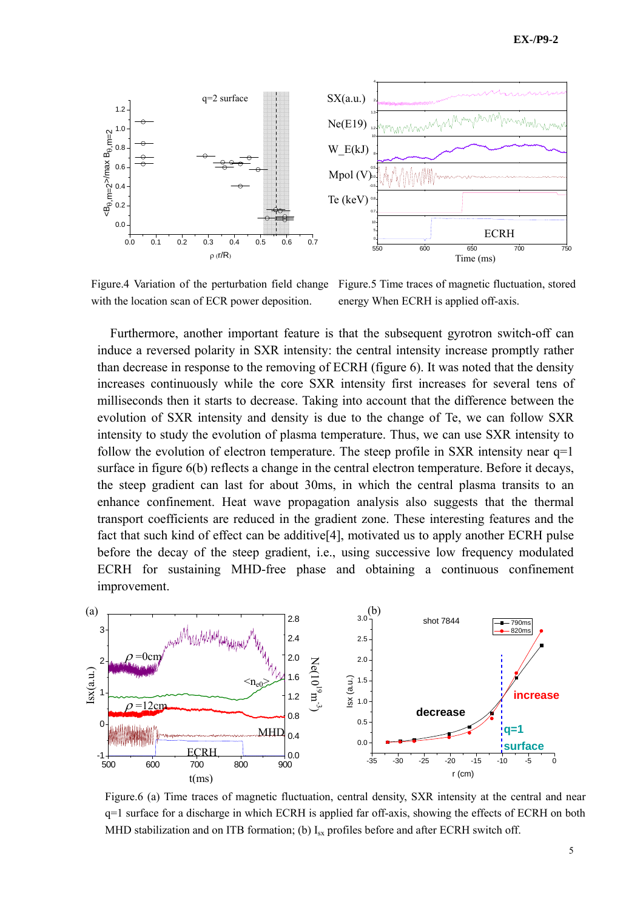Figure.4 Variation of the perturbation field change with the location scan of ECR power deposition.

Figure.5 Time traces of magnetic fluctuation, stored energy When ECRH is applied off-axis.

Furthermore, another important feature is that the subsequent gyrotron switch-off can induce a reversed polarity in SXR intensity: the central intensity increase promptly rather than decrease in response to the removing of ECRH (figure 6). It was noted that the density increases continuously while the core SXR intensity first increases for several tens of milliseconds then it starts to decrease. Taking into account that the difference between the evolution of SXR intensity and density is due to the change of Te, we can follow SXR intensity to study the evolution of plasma temperature. Thus, we can use SXR intensity to follow the evolution of electron temperature. The steep profile in SXR intensity near q=1 surface in figure 6(b) reflects a change in the central electron temperature. Before it decays, the steep gradient can last for about 30ms, in which the central plasma transits to an enhance confinement. Heat wave propagation analysis also suggests that the thermal transport coefficients are reduced in the gradient zone. These interesting features and the fact that such kind of effect can be additive[4], motivated us to apply another ECRH pulse before the decay of the steep gradient, i.e., using successive low frequency modulated ECRH for sustaining MHD-free phase and obtaining a continuous confinement improvement.

Figure.6 (a) Time traces of magnetic fluctuation, central density, SXR intensity at the central and near q=1 surface for a discharge in which ECRH is applied far off-axis, showing the effects of ECRH on both MHD stabilization and on ITB formation; (b) $I_{sx}$ profiles before and after ECRH switch off.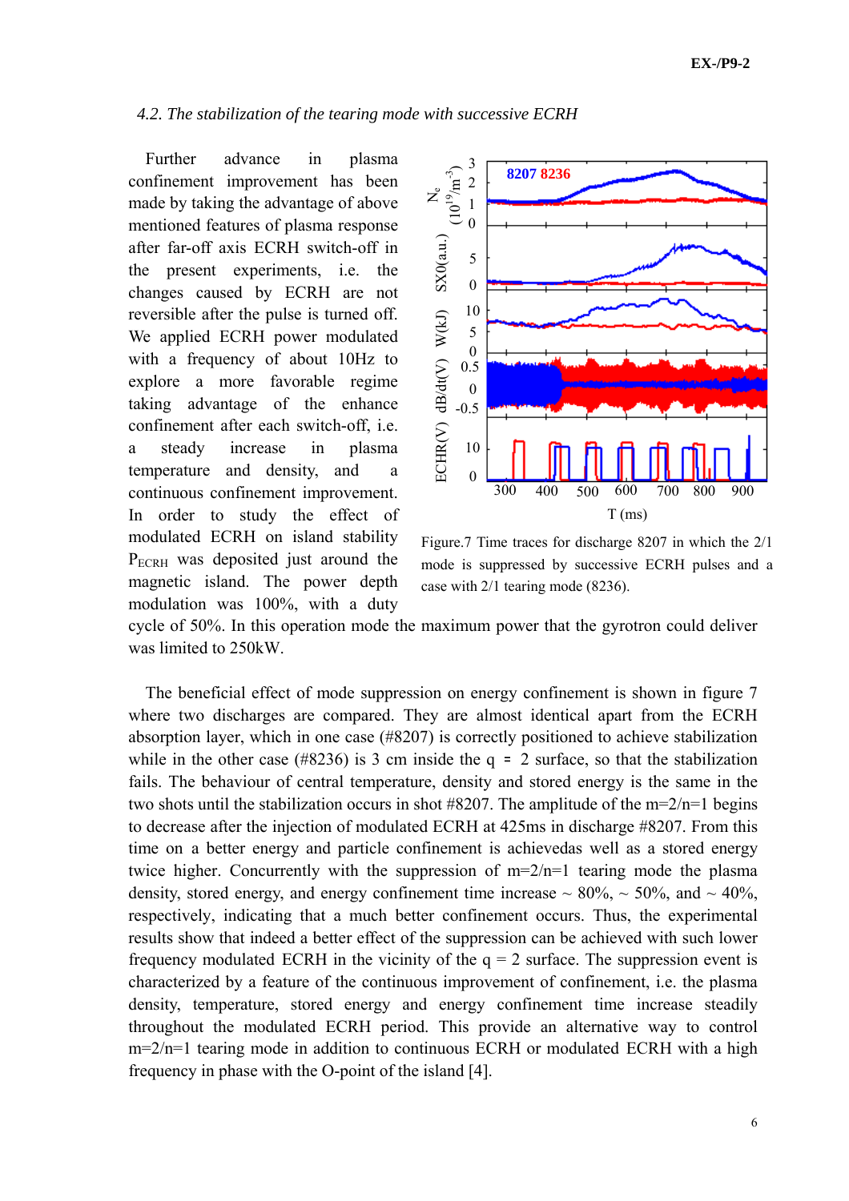*4.2. The stabilization of the tearing mode with successive ECRH*

Further advance in plasma confinement improvement has been made by taking the advantage of above mentioned features of plasma response after far-off axis ECRH switch-off in the present experiments, i.e. the changes caused by ECRH are not reversible after the pulse is turned off. We applied ECRH power modulated with a frequency of about 10Hz to explore a more favorable regime taking advantage of the enhance confinement after each switch-off, i.e. a steady increase in plasma temperature and density, and a continuous confinement improvement. In order to study the effect of modulated ECRH on island stability $P_{ECRH}$ was deposited just around the magnetic island. The power depth modulation was 100%, with a duty cycle of 50%. In this operation mode the maximum power that the gyrotron could deliver was limited to 250kW.

Figure.7 Time traces for discharge 8207 in which the 2/1 mode is suppressed by successive ECRH pulses and a case with 2/1 tearing mode (8236).

The beneficial effect of mode suppression on energy confinement is shown in figure 7 where two discharges are compared. They are almost identical apart from the ECRH absorption layer, which in one case (#8207) is correctly positioned to achieve stabilization while in the other case (#8236) is 3 cm inside the q = 2 surface, so that the stabilization fails. The behaviour of central temperature, density and stored energy is the same in the two shots until the stabilization occurs in shot #8207. The amplitude of the m=2/n=1 begins to decrease after the injection of modulated ECRH at 425ms in discharge #8207. From this time on a better energy and particle confinement is achievedas well as a stored energy twice higher. Concurrently with the suppression of m=2/n=1 tearing mode the plasma density, stored energy, and energy confinement time increase ~ 80%, ~ 50%, and ~ 40%, respectively, indicating that a much better confinement occurs. Thus, the experimental results show that indeed a better effect of the suppression can be achieved with such lower frequency modulated ECRH in the vicinity of the q = 2 surface. The suppression event is characterized by a feature of the continuous improvement of confinement, i.e. the plasma density, temperature, stored energy and energy confinement time increase steadily throughout the modulated ECRH period. This provide an alternative way to control m=2/n=1 tearing mode in addition to continuous ECRH or modulated ECRH with a high frequency in phase with the O-point of the island [4].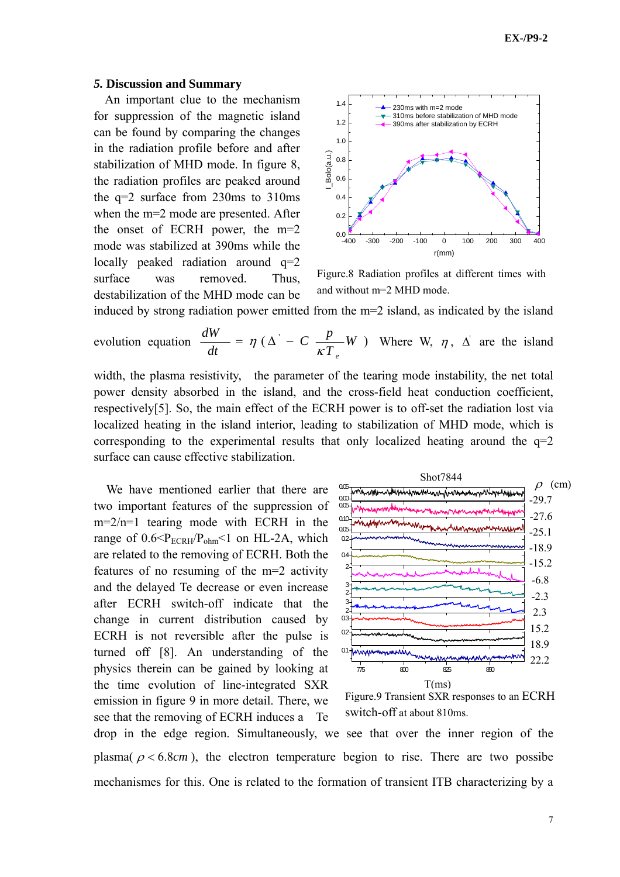### 5. Discussion and Summary

An important clue to the mechanism for suppression of the magnetic island can be found by comparing the changes in the radiation profile before and after stabilization of MHD mode. In figure 8, the radiation profiles are peaked around the q=2 surface from 230ms to 310ms when the m=2 mode are presented. After the onset of ECRH power, the m=2 mode was stabilized at 390ms while the locally peaked radiation around q=2 surface was removed. Thus, destabilization of the MHD mode can be induced by strong radiation power emitted from the m=2 island, as indicated by the island evolution equation $\frac{dW}{dt} = \eta(\Delta' - C\frac{p}{\kappa T_e}W)$ Where W, $\eta$, $\Delta'$ are the island width, the plasma resistivity, the parameter of the tearing mode instability, the net total power density absorbed in the island, and the cross-field heat conduction coefficient, respectively[5]. So, the main effect of the ECRH power is to off-set the radiation lost via localized heating in the island interior, leading to stabilization of MHD mode, which is corresponding to the experimental results that only localized heating around the q=2 surface can cause effective stabilization.

Figure.8 Radiation profiles at different times with and without m=2 MHD mode.

We have mentioned earlier that there are two important features of the suppression of m=2/n=1 tearing mode with ECRH in the range of $0.6<P_{ECRH}/P_{ohm}<1$ on HL-2A, which are related to the removing of ECRH. Both the features of no resuming of the m=2 activity and the delayed Te decrease or even increase after ECRH switch-off indicate that the change in current distribution caused by ECRH is not reversible after the pulse is turned off [8]. An understanding of the physics therein can be gained by looking at the time evolution of line-integrated SXR emission in figure 9 in more detail. There, we see that the removing of ECRH induces a Te drop in the edge region. Simultaneously, we see that over the inner region of the plasma( $\rho < 6.8cm$ ), the electron temperature begion to rise. There are two possibe mechanismes for this. One is related to the formation of transient ITB characterizing by a

Figure.9 Transient SXR responses to an ECRH switch-off at about 810ms.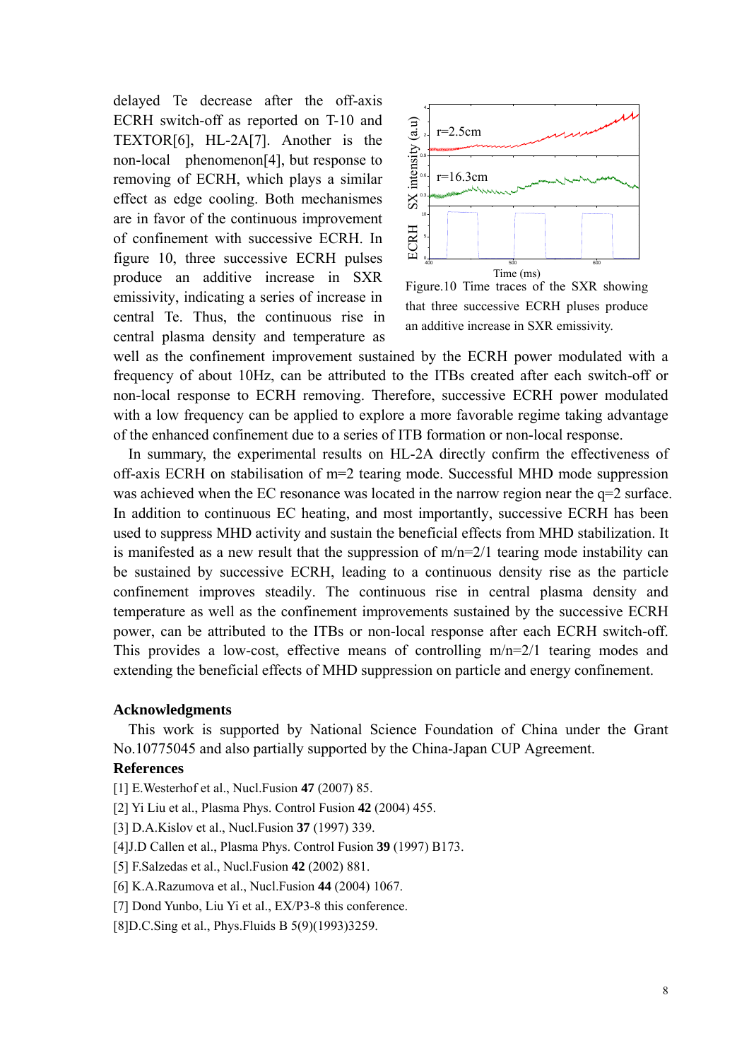delayed Te decrease after the off-axis ECRH switch-off as reported on T-10 and TEXTOR[6], HL-2A[7]. Another is the non-local phenomenon[4], but response to removing of ECRH, which plays a similar effect as edge cooling. Both mechanisms are in favor of the continuous improvement of confinement with successive ECRH. In figure 10, three successive ECRH pulses produce an additive increase in SXR emissivity, indicating a series of increase in central Te. Thus, the continuous rise in central plasma density and temperature as well as the confinement improvement sustained by the ECRH power modulated with a frequency of about 10Hz, can be attributed to the ITBs created after each switch-off or non-local response to ECRH removing. Therefore, successive ECRH power modulated with a low frequency can be applied to explore a more favorable regime taking advantage of the enhanced confinement due to a series of ITB formation or non-local response.

SX intensity (a.u)
r=2.5cm
r=16.3cm
ECRH
Time (ms)

Figure.10 Time traces of the SXR showing that three successive ECRH pluses produce an additive increase in SXR emissivity.

In summary, the experimental results on HL-2A directly confirm the effectiveness of off-axis ECRH on stabilisation of m=2 tearing mode. Successful MHD mode suppression was achieved when the EC resonance was located in the narrow region near the q=2 surface. In addition to continuous EC heating, and most importantly, successive ECRH has been used to suppress MHD activity and sustain the beneficial effects from MHD stabilization. It is manifested as a new result that the suppression of m/n=2/1 tearing mode instability can be sustained by successive ECRH, leading to a continuous density rise as the particle confinement improves steadily. The continuous rise in central plasma density and temperature as well as the confinement improvements sustained by the successive ECRH power, can be attributed to the ITBs or non-local response after each ECRH switch-off. This provides a low-cost, effective means of controlling m/n=2/1 tearing modes and extending the beneficial effects of MHD suppression on particle and energy confinement.

## Acknowledgments

This work is supported by National Science Foundation of China under the Grant No.10775045 and also partially supported by the China-Japan CUP Agreement.

## References

[1] E.Westerhof et al., Nucl.Fusion **47** (2007) 85.

[2] Yi Liu et al., Plasma Phys. Control Fusion **42** (2004) 455.

[3] D.A.Kislov et al., Nucl.Fusion **37** (1997) 339.

[4]J.D Callen et al., Plasma Phys. Control Fusion **39** (1997) B173.

[5] F.Salzedas et al., Nucl.Fusion **42** (2002) 881.

[6] K.A.Razumova et al., Nucl.Fusion **44** (2004) 1067.

[7] Dond Yunbo, Liu Yi et al., EX/P3-8 this conference.

[8]D.C.Sing et al., Phys.Fluids B 5(9)(1993)3259.